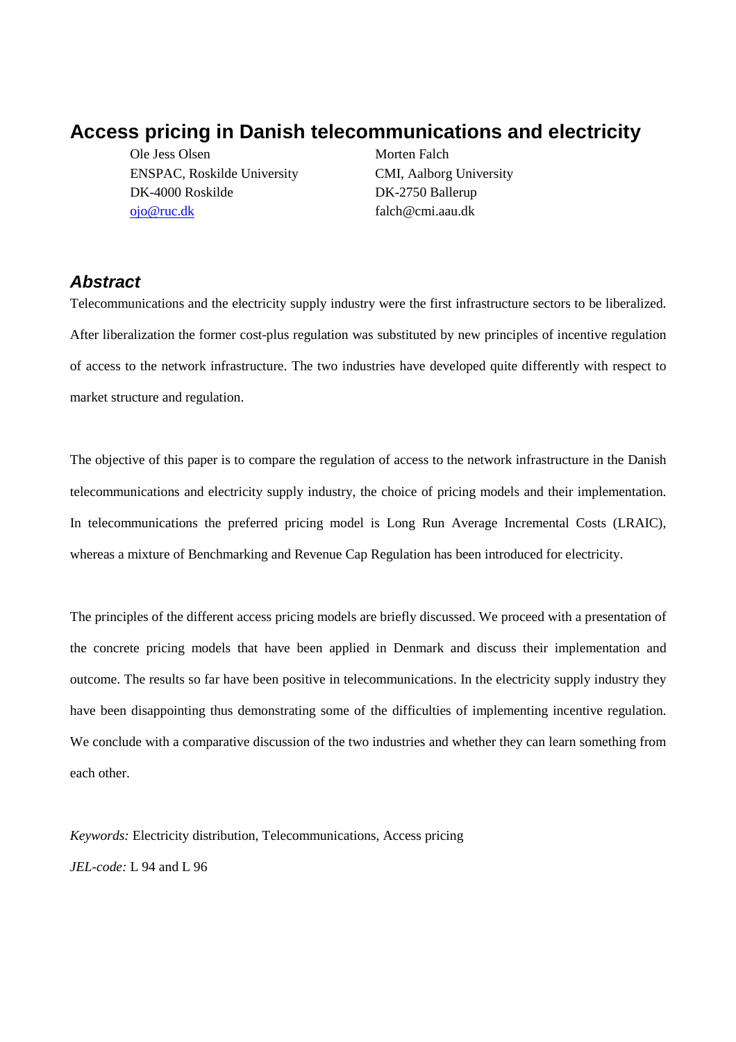# Access pricing in Danish telecommunications and electricity

Ole Jess Olsen
ENSPAC, Roskilde University
DK-4000 Roskilde
ojo@ruc.dk

Morten Falch
CMI, Aalborg University
DK-2750 Ballerup
falch@cmi.aau.dk

## *Abstract*

Telecommunications and the electricity supply industry were the first infrastructure sectors to be liberalized. After liberalization the former cost-plus regulation was substituted by new principles of incentive regulation of access to the network infrastructure. The two industries have developed quite differently with respect to market structure and regulation.

The objective of this paper is to compare the regulation of access to the network infrastructure in the Danish telecommunications and electricity supply industry, the choice of pricing models and their implementation. In telecommunications the preferred pricing model is Long Run Average Incremental Costs (LRAIC), whereas a mixture of Benchmarking and Revenue Cap Regulation has been introduced for electricity.

The principles of the different access pricing models are briefly discussed. We proceed with a presentation of the concrete pricing models that have been applied in Denmark and discuss their implementation and outcome. The results so far have been positive in telecommunications. In the electricity supply industry they have been disappointing thus demonstrating some of the difficulties of implementing incentive regulation. We conclude with a comparative discussion of the two industries and whether they can learn something from each other.

*Keywords:* Electricity distribution, Telecommunications, Access pricing

*JEL-code:* L 94 and L 96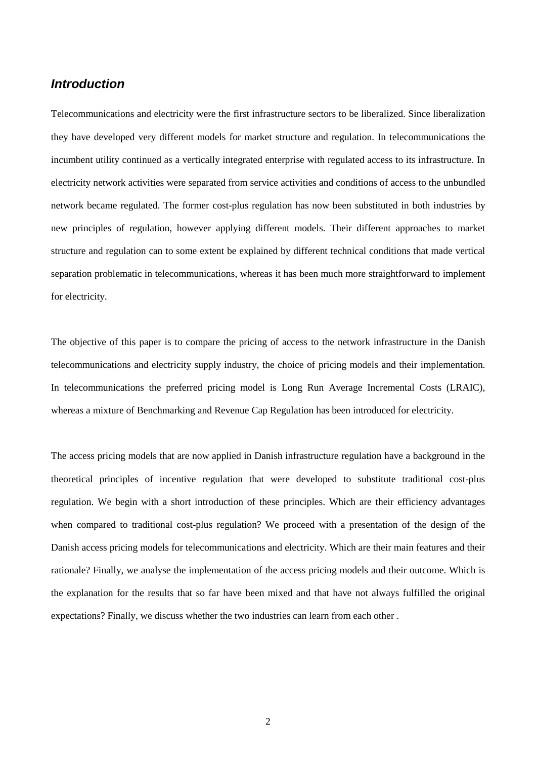## *Introduction*

Telecommunications and electricity were the first infrastructure sectors to be liberalized. Since liberalization they have developed very different models for market structure and regulation. In telecommunications the incumbent utility continued as a vertically integrated enterprise with regulated access to its infrastructure. In electricity network activities were separated from service activities and conditions of access to the unbundled network became regulated. The former cost-plus regulation has now been substituted in both industries by new principles of regulation, however applying different models. Their different approaches to market structure and regulation can to some extent be explained by different technical conditions that made vertical separation problematic in telecommunications, whereas it has been much more straightforward to implement for electricity.

The objective of this paper is to compare the pricing of access to the network infrastructure in the Danish telecommunications and electricity supply industry, the choice of pricing models and their implementation. In telecommunications the preferred pricing model is Long Run Average Incremental Costs (LRAIC), whereas a mixture of Benchmarking and Revenue Cap Regulation has been introduced for electricity.

The access pricing models that are now applied in Danish infrastructure regulation have a background in the theoretical principles of incentive regulation that were developed to substitute traditional cost-plus regulation. We begin with a short introduction of these principles. Which are their efficiency advantages when compared to traditional cost-plus regulation? We proceed with a presentation of the design of the Danish access pricing models for telecommunications and electricity. Which are their main features and their rationale? Finally, we analyse the implementation of the access pricing models and their outcome. Which is the explanation for the results that so far have been mixed and that have not always fulfilled the original expectations? Finally, we discuss whether the two industries can learn from each other .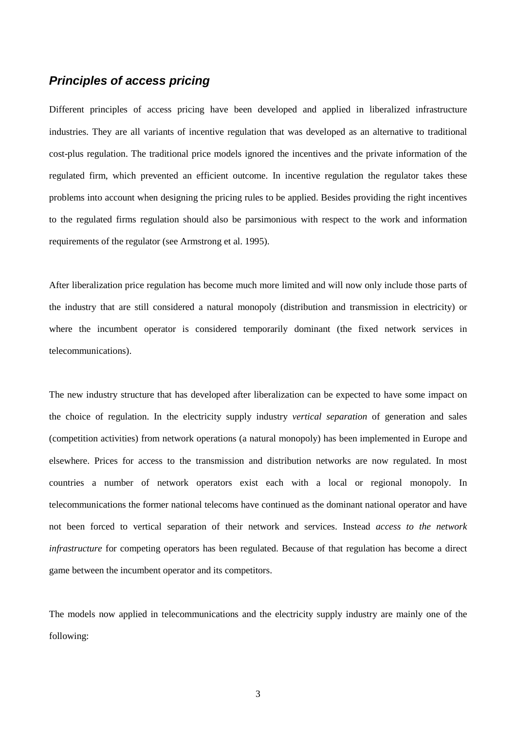## ***Principles of access pricing***

Different principles of access pricing have been developed and applied in liberalized infrastructure industries. They are all variants of incentive regulation that was developed as an alternative to traditional cost-plus regulation. The traditional price models ignored the incentives and the private information of the regulated firm, which prevented an efficient outcome. In incentive regulation the regulator takes these problems into account when designing the pricing rules to be applied. Besides providing the right incentives to the regulated firms regulation should also be parsimonious with respect to the work and information requirements of the regulator (see Armstrong et al. 1995).

After liberalization price regulation has become much more limited and will now only include those parts of the industry that are still considered a natural monopoly (distribution and transmission in electricity) or where the incumbent operator is considered temporarily dominant (the fixed network services in telecommunications).

The new industry structure that has developed after liberalization can be expected to have some impact on the choice of regulation. In the electricity supply industry *vertical separation* of generation and sales (competition activities) from network operations (a natural monopoly) has been implemented in Europe and elsewhere. Prices for access to the transmission and distribution networks are now regulated. In most countries a number of network operators exist each with a local or regional monopoly. In telecommunications the former national telecoms have continued as the dominant national operator and have not been forced to vertical separation of their network and services. Instead *access to the network infrastructure* for competing operators has been regulated. Because of that regulation has become a direct game between the incumbent operator and its competitors.

The models now applied in telecommunications and the electricity supply industry are mainly one of the following: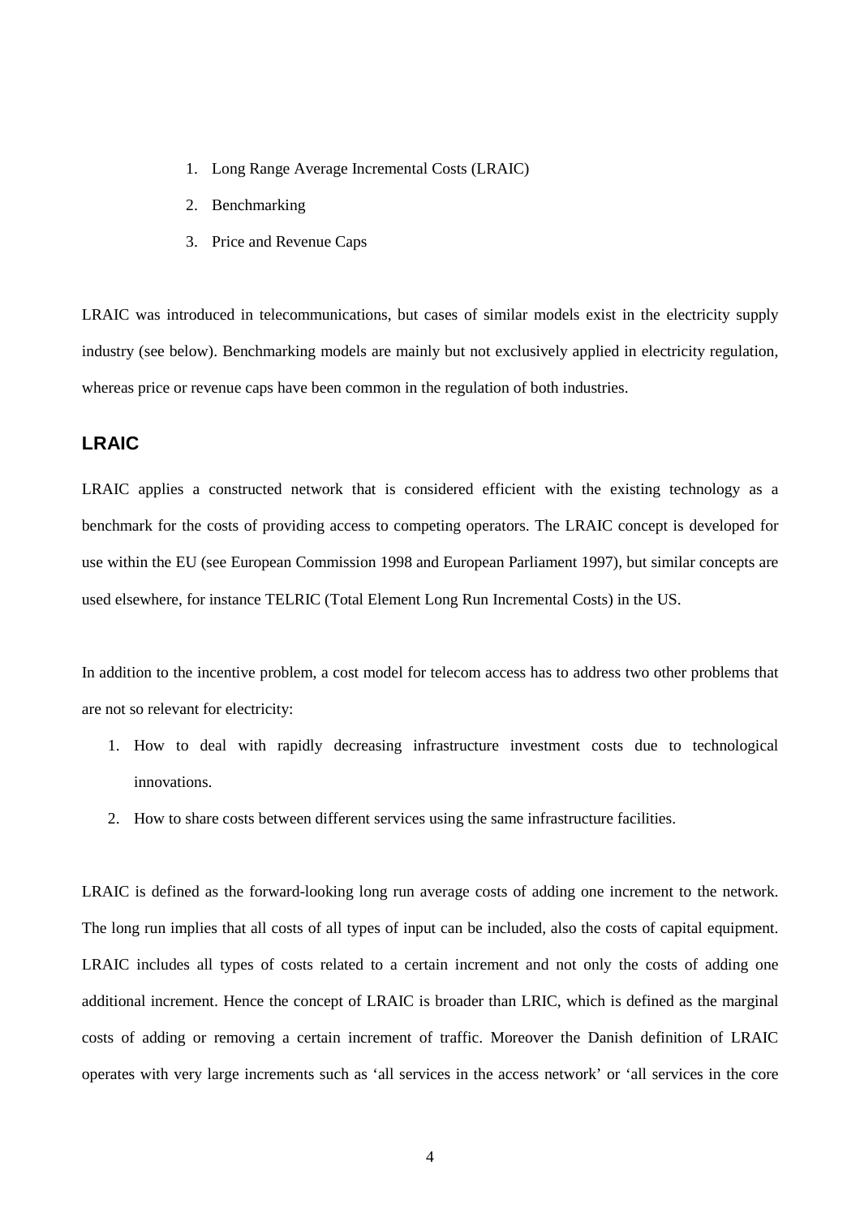1. Long Range Average Incremental Costs (LRAIC)
2. Benchmarking
3. Price and Revenue Caps

LRAIC was introduced in telecommunications, but cases of similar models exist in the electricity supply industry (see below). Benchmarking models are mainly but not exclusively applied in electricity regulation, whereas price or revenue caps have been common in the regulation of both industries.

## LRAIC

LRAIC applies a constructed network that is considered efficient with the existing technology as a benchmark for the costs of providing access to competing operators. The LRAIC concept is developed for use within the EU (see European Commission 1998 and European Parliament 1997), but similar concepts are used elsewhere, for instance TELRIC (Total Element Long Run Incremental Costs) in the US.

In addition to the incentive problem, a cost model for telecom access has to address two other problems that are not so relevant for electricity:

1. How to deal with rapidly decreasing infrastructure investment costs due to technological innovations.
2. How to share costs between different services using the same infrastructure facilities.

LRAIC is defined as the forward-looking long run average costs of adding one increment to the network. The long run implies that all costs of all types of input can be included, also the costs of capital equipment. LRAIC includes all types of costs related to a certain increment and not only the costs of adding one additional increment. Hence the concept of LRAIC is broader than LRIC, which is defined as the marginal costs of adding or removing a certain increment of traffic. Moreover the Danish definition of LRAIC operates with very large increments such as 'all services in the access network' or 'all services in the core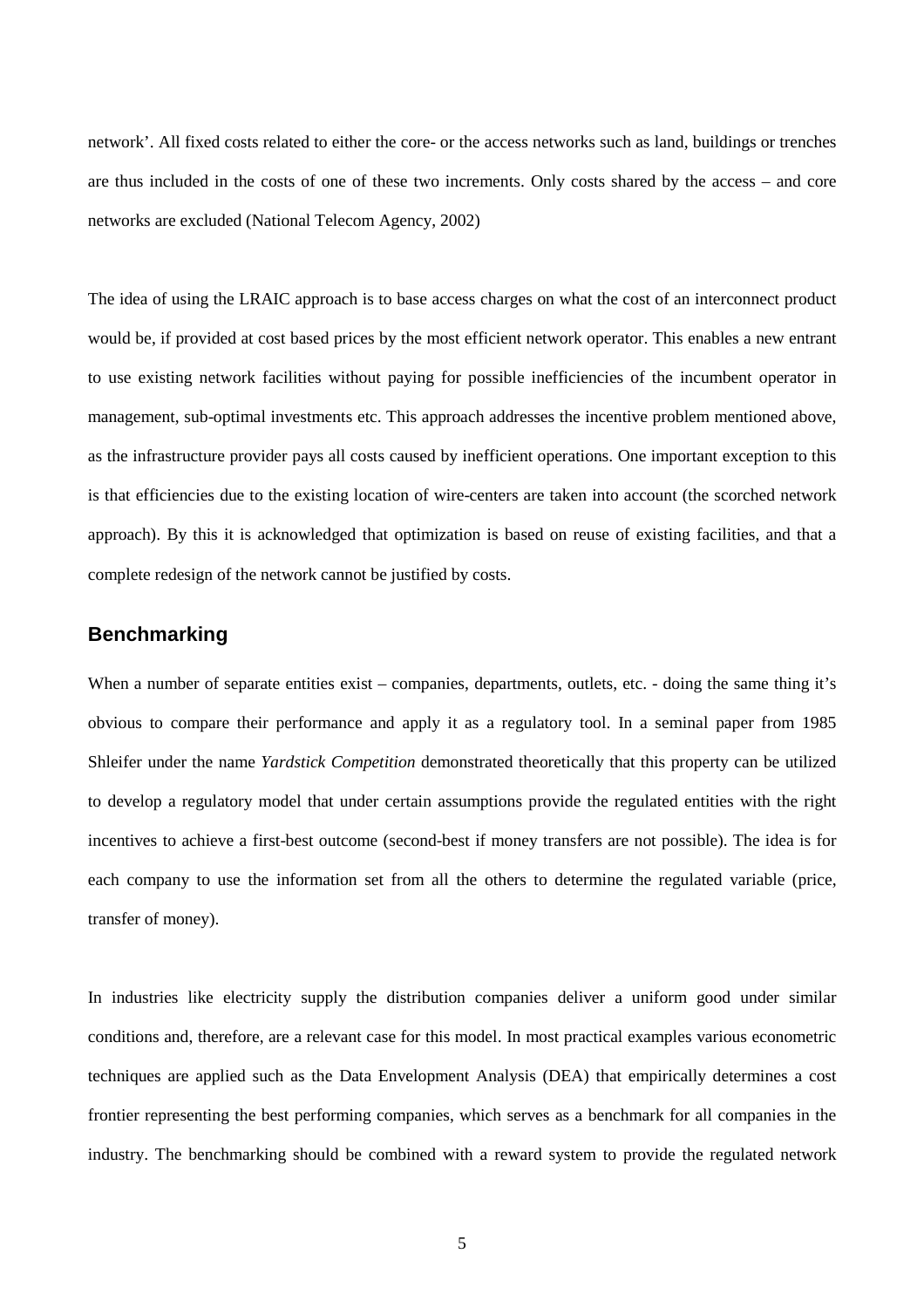network'. All fixed costs related to either the core- or the access networks such as land, buildings or trenches are thus included in the costs of one of these two increments. Only costs shared by the access – and core networks are excluded (National Telecom Agency, 2002)

The idea of using the LRAIC approach is to base access charges on what the cost of an interconnect product would be, if provided at cost based prices by the most efficient network operator. This enables a new entrant to use existing network facilities without paying for possible inefficiencies of the incumbent operator in management, sub-optimal investments etc. This approach addresses the incentive problem mentioned above, as the infrastructure provider pays all costs caused by inefficient operations. One important exception to this is that efficiencies due to the existing location of wire-centers are taken into account (the scorched network approach). By this it is acknowledged that optimization is based on reuse of existing facilities, and that a complete redesign of the network cannot be justified by costs.

## Benchmarking

When a number of separate entities exist – companies, departments, outlets, etc. - doing the same thing it's obvious to compare their performance and apply it as a regulatory tool. In a seminal paper from 1985 Shleifer under the name *Yardstick Competition* demonstrated theoretically that this property can be utilized to develop a regulatory model that under certain assumptions provide the regulated entities with the right incentives to achieve a first-best outcome (second-best if money transfers are not possible). The idea is for each company to use the information set from all the others to determine the regulated variable (price, transfer of money).

In industries like electricity supply the distribution companies deliver a uniform good under similar conditions and, therefore, are a relevant case for this model. In most practical examples various econometric techniques are applied such as the Data Envelopment Analysis (DEA) that empirically determines a cost frontier representing the best performing companies, which serves as a benchmark for all companies in the industry. The benchmarking should be combined with a reward system to provide the regulated network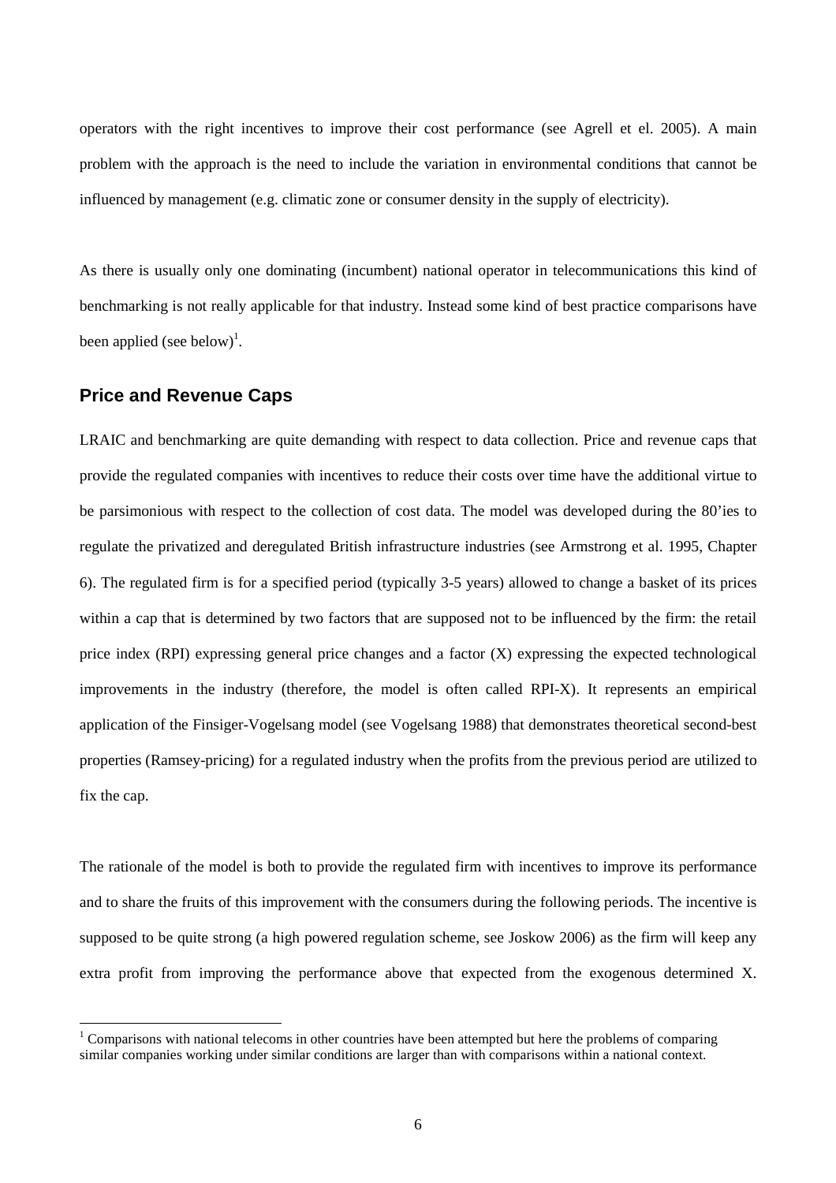operators with the right incentives to improve their cost performance (see Agrell et el. 2005). A main problem with the approach is the need to include the variation in environmental conditions that cannot be influenced by management (e.g. climatic zone or consumer density in the supply of electricity).

As there is usually only one dominating (incumbent) national operator in telecommunications this kind of benchmarking is not really applicable for that industry. Instead some kind of best practice comparisons have been applied (see below)[1].

## Price and Revenue Caps

LRAIC and benchmarking are quite demanding with respect to data collection. Price and revenue caps that provide the regulated companies with incentives to reduce their costs over time have the additional virtue to be parsimonious with respect to the collection of cost data. The model was developed during the 80'ies to regulate the privatized and deregulated British infrastructure industries (see Armstrong et al. 1995, Chapter 6). The regulated firm is for a specified period (typically 3-5 years) allowed to change a basket of its prices within a cap that is determined by two factors that are supposed not to be influenced by the firm: the retail price index (RPI) expressing general price changes and a factor (X) expressing the expected technological improvements in the industry (therefore, the model is often called RPI-X). It represents an empirical application of the Finsiger-Vogelsang model (see Vogelsang 1988) that demonstrates theoretical second-best properties (Ramsey-pricing) for a regulated industry when the profits from the previous period are utilized to fix the cap.

The rationale of the model is both to provide the regulated firm with incentives to improve its performance and to share the fruits of this improvement with the consumers during the following periods. The incentive is supposed to be quite strong (a high powered regulation scheme, see Joskow 2006) as the firm will keep any extra profit from improving the performance above that expected from the exogenous determined X.

[1] Comparisons with national telecoms in other countries have been attempted but here the problems of comparing similar companies working under similar conditions are larger than with comparisons within a national context.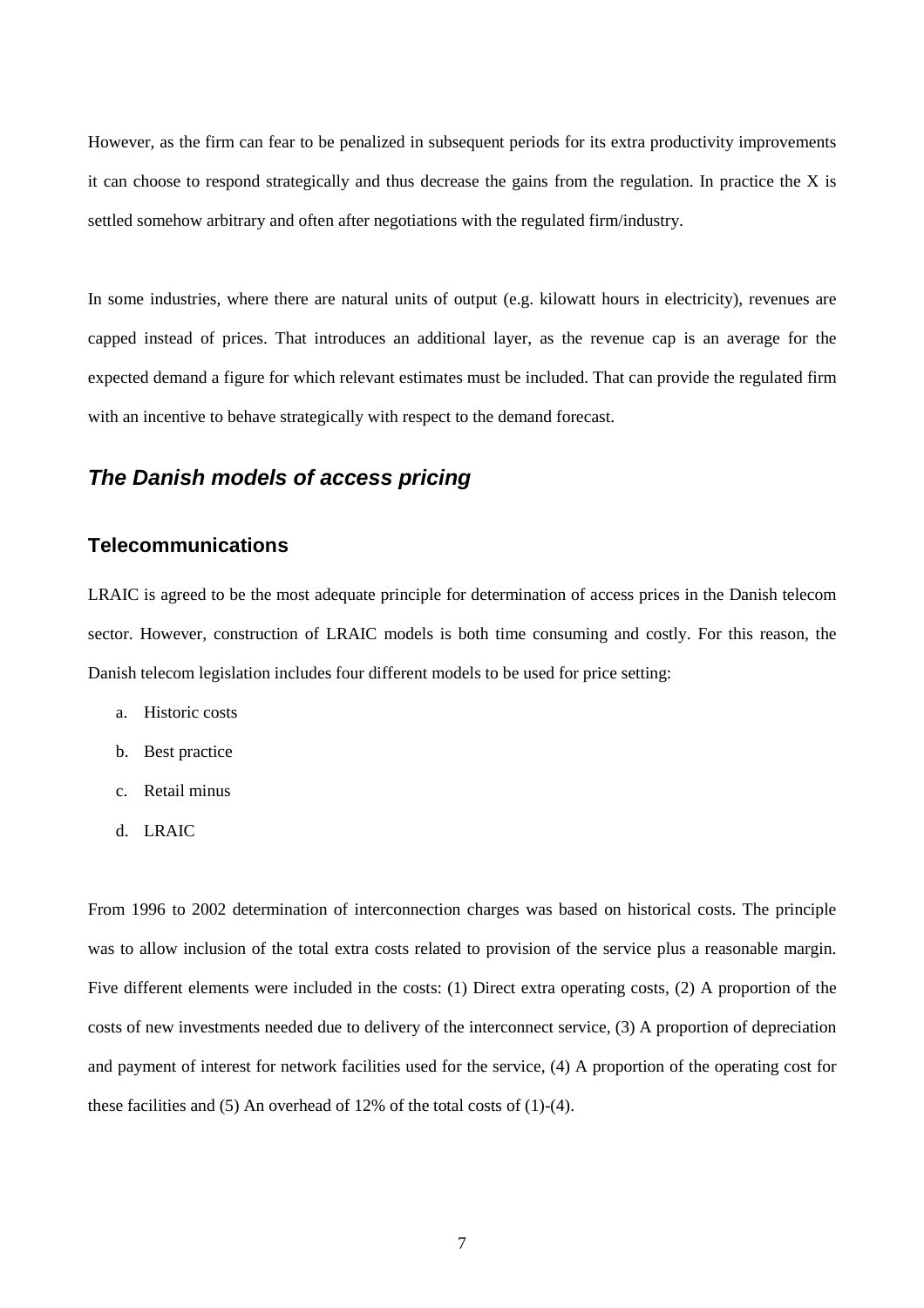However, as the firm can fear to be penalized in subsequent periods for its extra productivity improvements it can choose to respond strategically and thus decrease the gains from the regulation. In practice the X is settled somehow arbitrary and often after negotiations with the regulated firm/industry.

In some industries, where there are natural units of output (e.g. kilowatt hours in electricity), revenues are capped instead of prices. That introduces an additional layer, as the revenue cap is an average for the expected demand a figure for which relevant estimates must be included. That can provide the regulated firm with an incentive to behave strategically with respect to the demand forecast.

## *The Danish models of access pricing*

### Telecommunications

LRAIC is agreed to be the most adequate principle for determination of access prices in the Danish telecom sector. However, construction of LRAIC models is both time consuming and costly. For this reason, the Danish telecom legislation includes four different models to be used for price setting:

a. Historic costs
b. Best practice
c. Retail minus
d. LRAIC

From 1996 to 2002 determination of interconnection charges was based on historical costs. The principle was to allow inclusion of the total extra costs related to provision of the service plus a reasonable margin. Five different elements were included in the costs: (1) Direct extra operating costs, (2) A proportion of the costs of new investments needed due to delivery of the interconnect service, (3) A proportion of depreciation and payment of interest for network facilities used for the service, (4) A proportion of the operating cost for these facilities and (5) An overhead of 12% of the total costs of (1)-(4).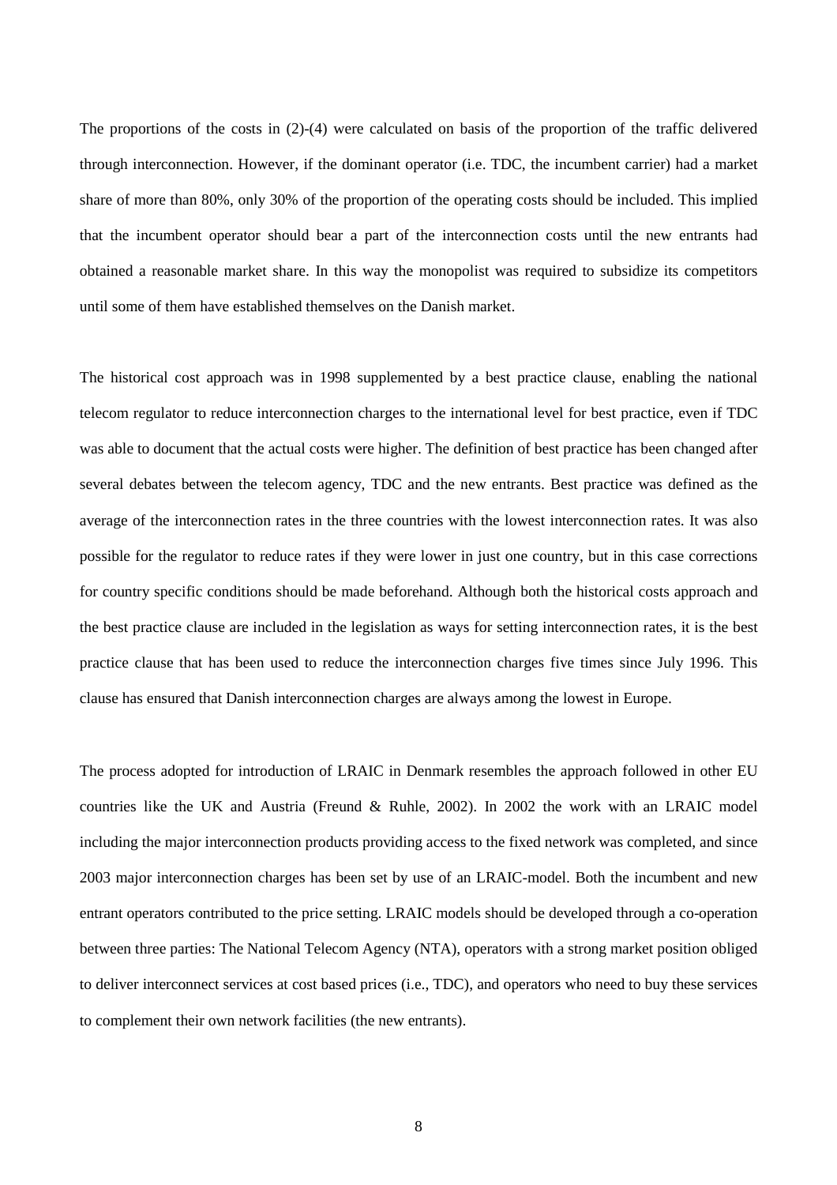The proportions of the costs in (2)-(4) were calculated on basis of the proportion of the traffic delivered through interconnection. However, if the dominant operator (i.e. TDC, the incumbent carrier) had a market share of more than 80%, only 30% of the proportion of the operating costs should be included. This implied that the incumbent operator should bear a part of the interconnection costs until the new entrants had obtained a reasonable market share. In this way the monopolist was required to subsidize its competitors until some of them have established themselves on the Danish market.

The historical cost approach was in 1998 supplemented by a best practice clause, enabling the national telecom regulator to reduce interconnection charges to the international level for best practice, even if TDC was able to document that the actual costs were higher. The definition of best practice has been changed after several debates between the telecom agency, TDC and the new entrants. Best practice was defined as the average of the interconnection rates in the three countries with the lowest interconnection rates. It was also possible for the regulator to reduce rates if they were lower in just one country, but in this case corrections for country specific conditions should be made beforehand. Although both the historical costs approach and the best practice clause are included in the legislation as ways for setting interconnection rates, it is the best practice clause that has been used to reduce the interconnection charges five times since July 1996. This clause has ensured that Danish interconnection charges are always among the lowest in Europe.

The process adopted for introduction of LRAIC in Denmark resembles the approach followed in other EU countries like the UK and Austria (Freund & Ruhle, 2002). In 2002 the work with an LRAIC model including the major interconnection products providing access to the fixed network was completed, and since 2003 major interconnection charges has been set by use of an LRAIC-model. Both the incumbent and new entrant operators contributed to the price setting. LRAIC models should be developed through a co-operation between three parties: The National Telecom Agency (NTA), operators with a strong market position obliged to deliver interconnect services at cost based prices (i.e., TDC), and operators who need to buy these services to complement their own network facilities (the new entrants).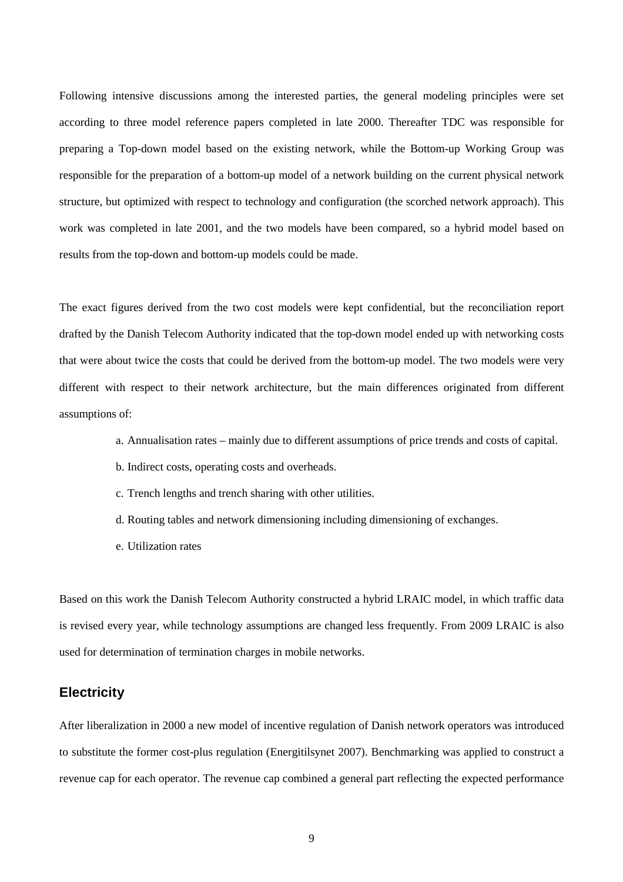Following intensive discussions among the interested parties, the general modeling principles were set according to three model reference papers completed in late 2000. Thereafter TDC was responsible for preparing a Top-down model based on the existing network, while the Bottom-up Working Group was responsible for the preparation of a bottom-up model of a network building on the current physical network structure, but optimized with respect to technology and configuration (the scorched network approach). This work was completed in late 2001, and the two models have been compared, so a hybrid model based on results from the top-down and bottom-up models could be made.

The exact figures derived from the two cost models were kept confidential, but the reconciliation report drafted by the Danish Telecom Authority indicated that the top-down model ended up with networking costs that were about twice the costs that could be derived from the bottom-up model. The two models were very different with respect to their network architecture, but the main differences originated from different assumptions of:

a. Annualisation rates – mainly due to different assumptions of price trends and costs of capital.

b. Indirect costs, operating costs and overheads.

c. Trench lengths and trench sharing with other utilities.

d. Routing tables and network dimensioning including dimensioning of exchanges.

e. Utilization rates

Based on this work the Danish Telecom Authority constructed a hybrid LRAIC model, in which traffic data is revised every year, while technology assumptions are changed less frequently. From 2009 LRAIC is also used for determination of termination charges in mobile networks.

## Electricity

After liberalization in 2000 a new model of incentive regulation of Danish network operators was introduced to substitute the former cost-plus regulation (Energitilsynet 2007). Benchmarking was applied to construct a revenue cap for each operator. The revenue cap combined a general part reflecting the expected performance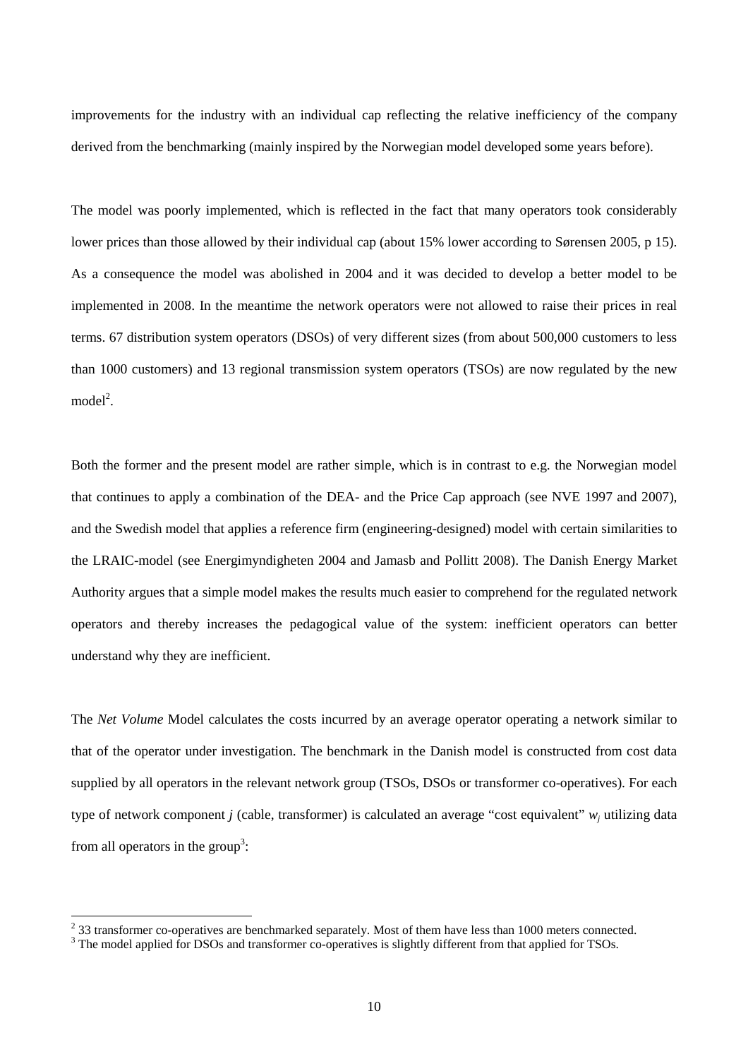improvements for the industry with an individual cap reflecting the relative inefficiency of the company derived from the benchmarking (mainly inspired by the Norwegian model developed some years before).

The model was poorly implemented, which is reflected in the fact that many operators took considerably lower prices than those allowed by their individual cap (about 15% lower according to Sørensen 2005, p 15). As a consequence the model was abolished in 2004 and it was decided to develop a better model to be implemented in 2008. In the meantime the network operators were not allowed to raise their prices in real terms. 67 distribution system operators (DSOs) of very different sizes (from about 500,000 customers to less than 1000 customers) and 13 regional transmission system operators (TSOs) are now regulated by the new model[2].

Both the former and the present model are rather simple, which is in contrast to e.g. the Norwegian model that continues to apply a combination of the DEA- and the Price Cap approach (see NVE 1997 and 2007), and the Swedish model that applies a reference firm (engineering-designed) model with certain similarities to the LRAIC-model (see Energimyndigheten 2004 and Jamasb and Pollitt 2008). The Danish Energy Market Authority argues that a simple model makes the results much easier to comprehend for the regulated network operators and thereby increases the pedagogical value of the system: inefficient operators can better understand why they are inefficient.

The *Net Volume* Model calculates the costs incurred by an average operator operating a network similar to that of the operator under investigation. The benchmark in the Danish model is constructed from cost data supplied by all operators in the relevant network group (TSOs, DSOs or transformer co-operatives). For each type of network component $j$ (cable, transformer) is calculated an average "cost equivalent" $w_j$ utilizing data from all operators in the group[3]:

---

[2] 33 transformer co-operatives are benchmarked separately. Most of them have less than 1000 meters connected.

[3] The model applied for DSOs and transformer co-operatives is slightly different from that applied for TSOs.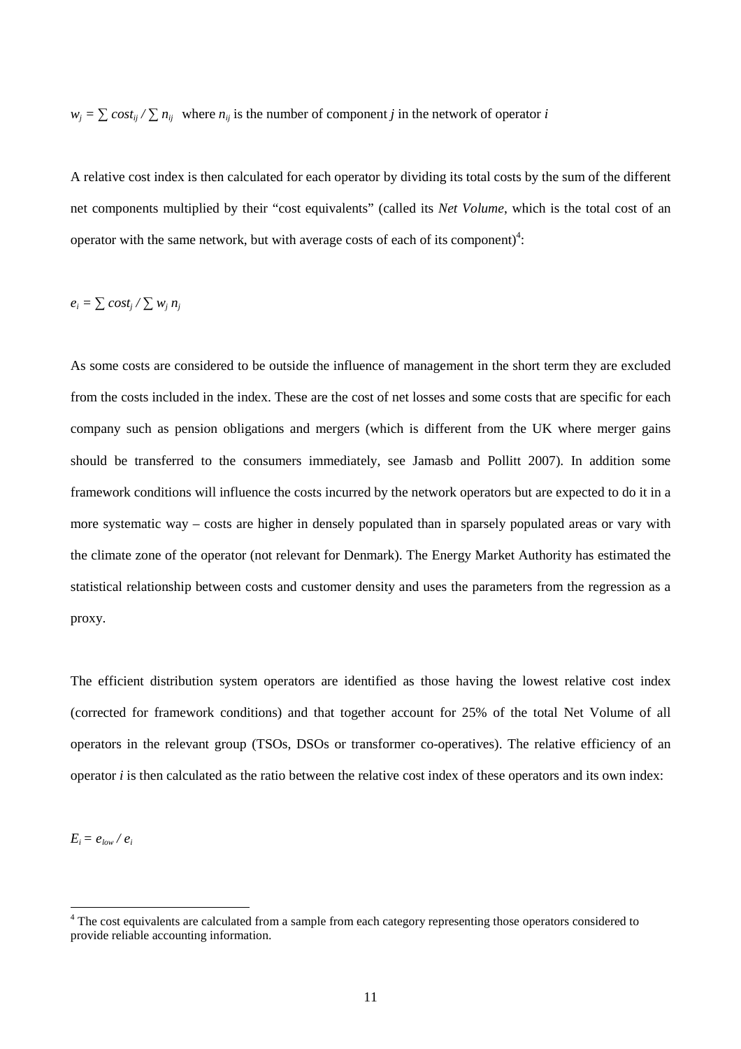$w_j = \sum cost_{ij} / \sum n_{ij}$ where $n_{ij}$ is the number of component $j$ in the network of operator $i$

A relative cost index is then calculated for each operator by dividing its total costs by the sum of the different net components multiplied by their "cost equivalents" (called its *Net Volume*, which is the total cost of an operator with the same network, but with average costs of each of its component)[4]:

$e_i = \sum cost_j / \sum w_j \, n_j$

As some costs are considered to be outside the influence of management in the short term they are excluded from the costs included in the index. These are the cost of net losses and some costs that are specific for each company such as pension obligations and mergers (which is different from the UK where merger gains should be transferred to the consumers immediately, see Jamasb and Pollitt 2007). In addition some framework conditions will influence the costs incurred by the network operators but are expected to do it in a more systematic way – costs are higher in densely populated than in sparsely populated areas or vary with the climate zone of the operator (not relevant for Denmark). The Energy Market Authority has estimated the statistical relationship between costs and customer density and uses the parameters from the regression as a proxy.

The efficient distribution system operators are identified as those having the lowest relative cost index (corrected for framework conditions) and that together account for 25% of the total Net Volume of all operators in the relevant group (TSOs, DSOs or transformer co-operatives). The relative efficiency of an operator $i$ is then calculated as the ratio between the relative cost index of these operators and its own index:

$E_i = e_{low} / e_i$

[4] The cost equivalents are calculated from a sample from each category representing those operators considered to provide reliable accounting information.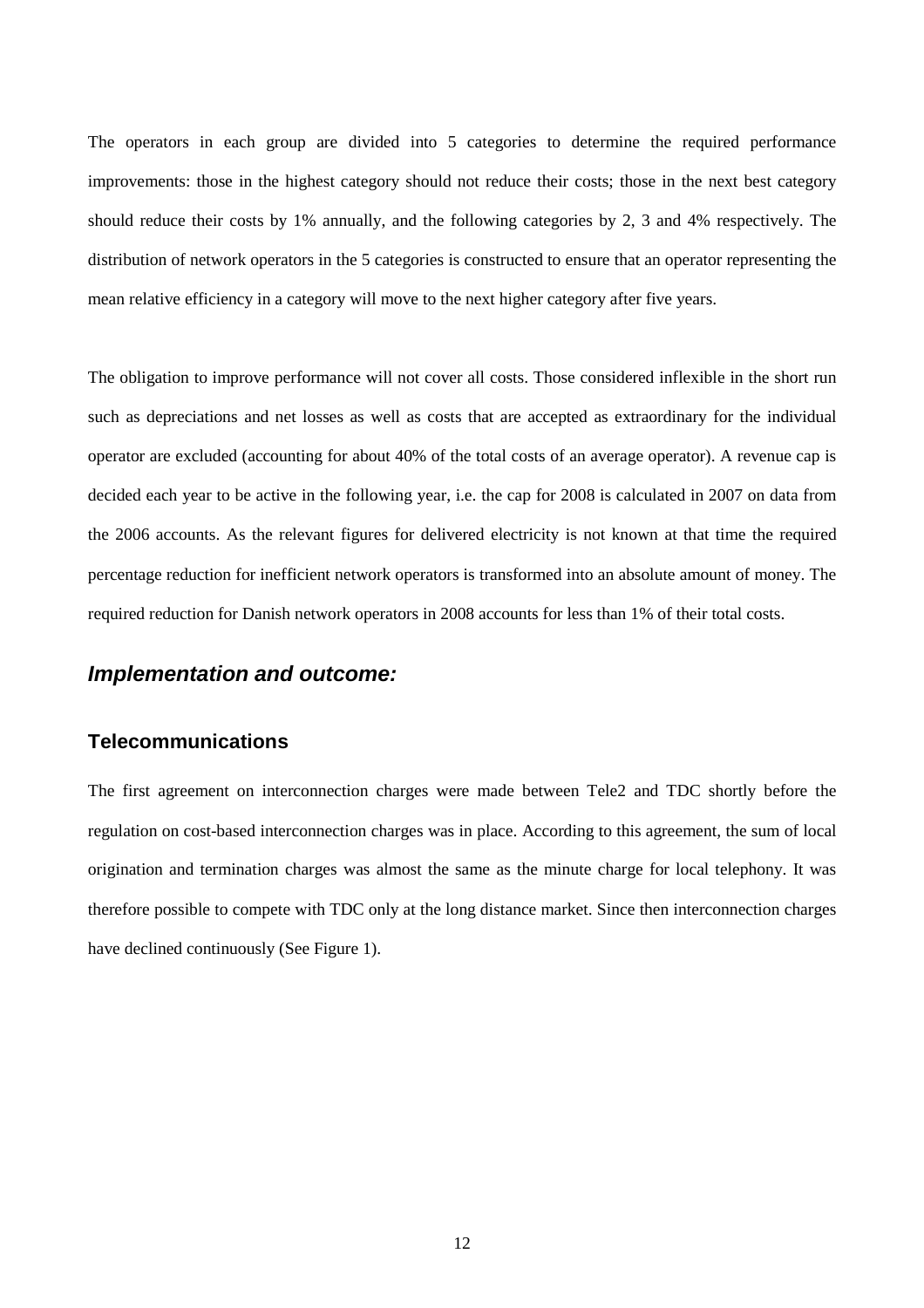The operators in each group are divided into 5 categories to determine the required performance improvements: those in the highest category should not reduce their costs; those in the next best category should reduce their costs by 1% annually, and the following categories by 2, 3 and 4% respectively. The distribution of network operators in the 5 categories is constructed to ensure that an operator representing the mean relative efficiency in a category will move to the next higher category after five years.

The obligation to improve performance will not cover all costs. Those considered inflexible in the short run such as depreciations and net losses as well as costs that are accepted as extraordinary for the individual operator are excluded (accounting for about 40% of the total costs of an average operator). A revenue cap is decided each year to be active in the following year, i.e. the cap for 2008 is calculated in 2007 on data from the 2006 accounts. As the relevant figures for delivered electricity is not known at that time the required percentage reduction for inefficient network operators is transformed into an absolute amount of money. The required reduction for Danish network operators in 2008 accounts for less than 1% of their total costs.

## ***Implementation and outcome:***

### **Telecommunications**

The first agreement on interconnection charges were made between Tele2 and TDC shortly before the regulation on cost-based interconnection charges was in place. According to this agreement, the sum of local origination and termination charges was almost the same as the minute charge for local telephony. It was therefore possible to compete with TDC only at the long distance market. Since then interconnection charges have declined continuously (See Figure 1).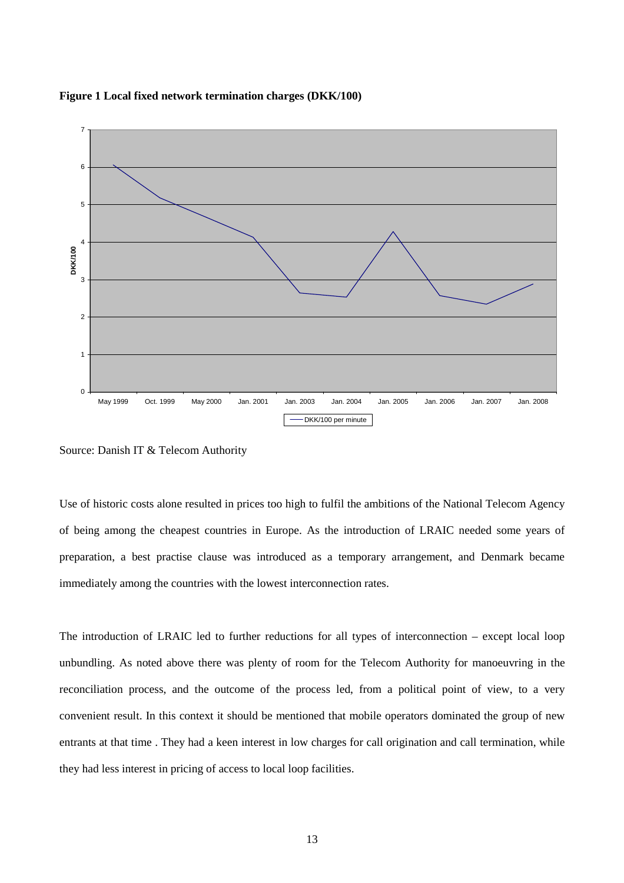**Figure 1 Local fixed network termination charges (DKK/100)**

Source: Danish IT & Telecom Authority

Use of historic costs alone resulted in prices too high to fulfil the ambitions of the National Telecom Agency of being among the cheapest countries in Europe. As the introduction of LRAIC needed some years of preparation, a best practise clause was introduced as a temporary arrangement, and Denmark became immediately among the countries with the lowest interconnection rates.

The introduction of LRAIC led to further reductions for all types of interconnection – except local loop unbundling. As noted above there was plenty of room for the Telecom Authority for manoeuvring in the reconciliation process, and the outcome of the process led, from a political point of view, to a very convenient result. In this context it should be mentioned that mobile operators dominated the group of new entrants at that time . They had a keen interest in low charges for call origination and call termination, while they had less interest in pricing of access to local loop facilities.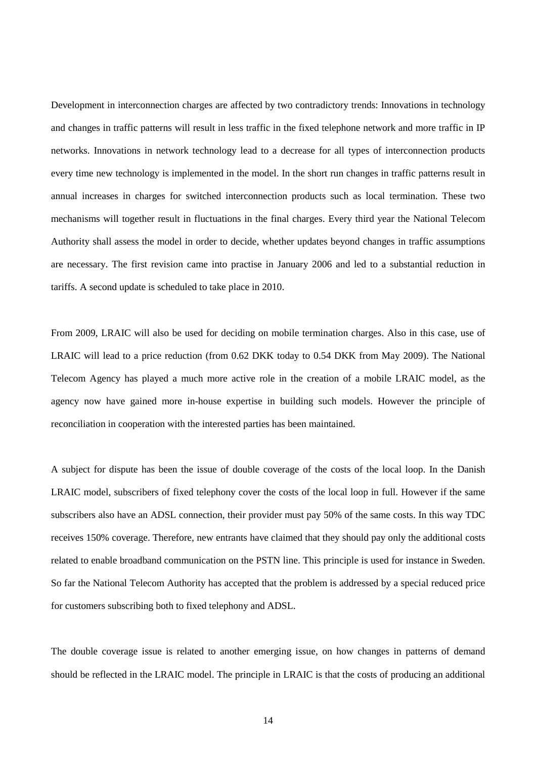Development in interconnection charges are affected by two contradictory trends: Innovations in technology and changes in traffic patterns will result in less traffic in the fixed telephone network and more traffic in IP networks. Innovations in network technology lead to a decrease for all types of interconnection products every time new technology is implemented in the model. In the short run changes in traffic patterns result in annual increases in charges for switched interconnection products such as local termination. These two mechanisms will together result in fluctuations in the final charges. Every third year the National Telecom Authority shall assess the model in order to decide, whether updates beyond changes in traffic assumptions are necessary. The first revision came into practise in January 2006 and led to a substantial reduction in tariffs. A second update is scheduled to take place in 2010.

From 2009, LRAIC will also be used for deciding on mobile termination charges. Also in this case, use of LRAIC will lead to a price reduction (from 0.62 DKK today to 0.54 DKK from May 2009). The National Telecom Agency has played a much more active role in the creation of a mobile LRAIC model, as the agency now have gained more in-house expertise in building such models. However the principle of reconciliation in cooperation with the interested parties has been maintained.

A subject for dispute has been the issue of double coverage of the costs of the local loop. In the Danish LRAIC model, subscribers of fixed telephony cover the costs of the local loop in full. However if the same subscribers also have an ADSL connection, their provider must pay 50% of the same costs. In this way TDC receives 150% coverage. Therefore, new entrants have claimed that they should pay only the additional costs related to enable broadband communication on the PSTN line. This principle is used for instance in Sweden. So far the National Telecom Authority has accepted that the problem is addressed by a special reduced price for customers subscribing both to fixed telephony and ADSL.

The double coverage issue is related to another emerging issue, on how changes in patterns of demand should be reflected in the LRAIC model. The principle in LRAIC is that the costs of producing an additional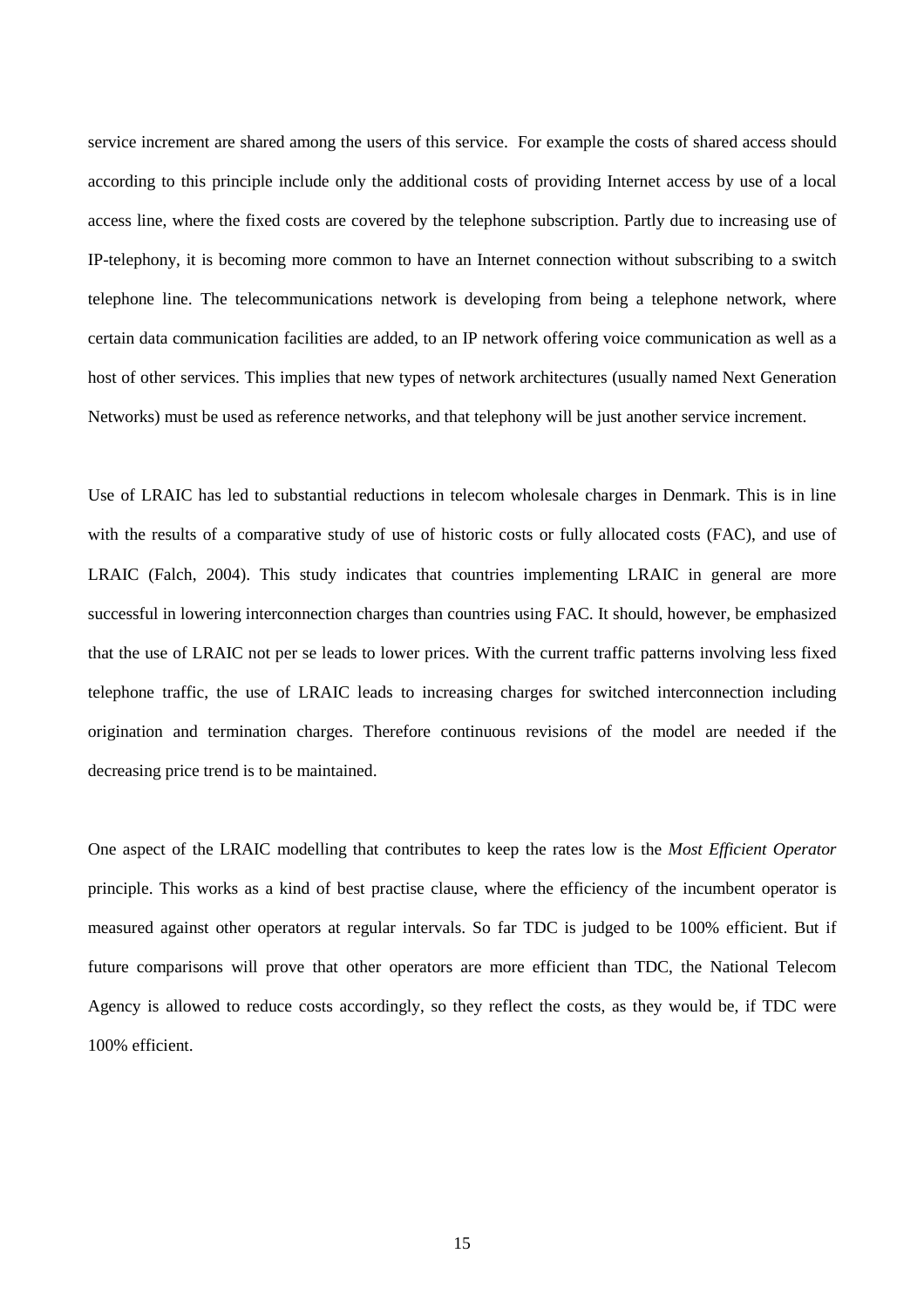service increment are shared among the users of this service. For example the costs of shared access should according to this principle include only the additional costs of providing Internet access by use of a local access line, where the fixed costs are covered by the telephone subscription. Partly due to increasing use of IP-telephony, it is becoming more common to have an Internet connection without subscribing to a switch telephone line. The telecommunications network is developing from being a telephone network, where certain data communication facilities are added, to an IP network offering voice communication as well as a host of other services. This implies that new types of network architectures (usually named Next Generation Networks) must be used as reference networks, and that telephony will be just another service increment.

Use of LRAIC has led to substantial reductions in telecom wholesale charges in Denmark. This is in line with the results of a comparative study of use of historic costs or fully allocated costs (FAC), and use of LRAIC (Falch, 2004). This study indicates that countries implementing LRAIC in general are more successful in lowering interconnection charges than countries using FAC. It should, however, be emphasized that the use of LRAIC not per se leads to lower prices. With the current traffic patterns involving less fixed telephone traffic, the use of LRAIC leads to increasing charges for switched interconnection including origination and termination charges. Therefore continuous revisions of the model are needed if the decreasing price trend is to be maintained.

One aspect of the LRAIC modelling that contributes to keep the rates low is the *Most Efficient Operator* principle. This works as a kind of best practise clause, where the efficiency of the incumbent operator is measured against other operators at regular intervals. So far TDC is judged to be 100% efficient. But if future comparisons will prove that other operators are more efficient than TDC, the National Telecom Agency is allowed to reduce costs accordingly, so they reflect the costs, as they would be, if TDC were 100% efficient.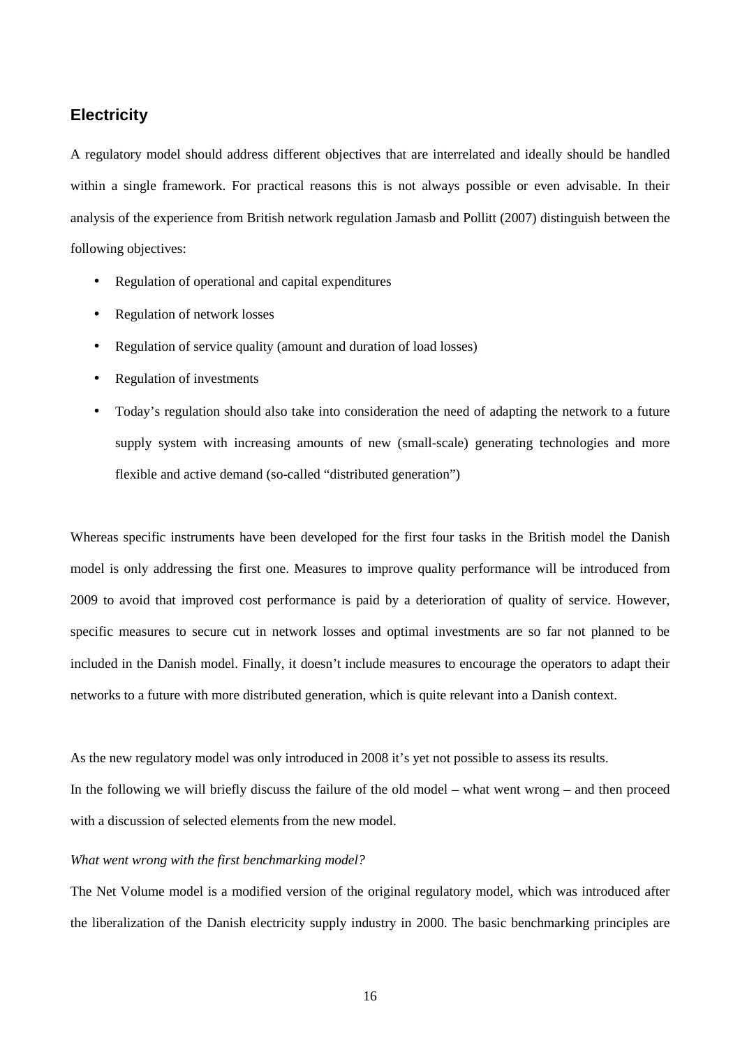## Electricity

A regulatory model should address different objectives that are interrelated and ideally should be handled within a single framework. For practical reasons this is not always possible or even advisable. In their analysis of the experience from British network regulation Jamasb and Pollitt (2007) distinguish between the following objectives:

- Regulation of operational and capital expenditures
- Regulation of network losses
- Regulation of service quality (amount and duration of load losses)
- Regulation of investments
- Today's regulation should also take into consideration the need of adapting the network to a future supply system with increasing amounts of new (small-scale) generating technologies and more flexible and active demand (so-called "distributed generation")

Whereas specific instruments have been developed for the first four tasks in the British model the Danish model is only addressing the first one. Measures to improve quality performance will be introduced from 2009 to avoid that improved cost performance is paid by a deterioration of quality of service. However, specific measures to secure cut in network losses and optimal investments are so far not planned to be included in the Danish model. Finally, it doesn't include measures to encourage the operators to adapt their networks to a future with more distributed generation, which is quite relevant into a Danish context.

As the new regulatory model was only introduced in 2008 it's yet not possible to assess its results.

In the following we will briefly discuss the failure of the old model – what went wrong – and then proceed with a discussion of selected elements from the new model.

*What went wrong with the first benchmarking model?*

The Net Volume model is a modified version of the original regulatory model, which was introduced after the liberalization of the Danish electricity supply industry in 2000. The basic benchmarking principles are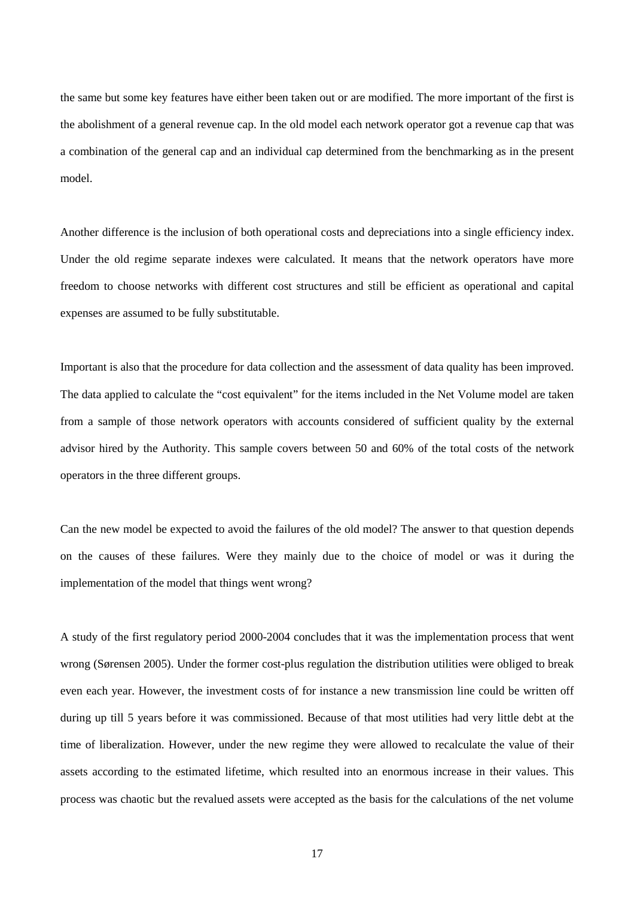the same but some key features have either been taken out or are modified. The more important of the first is the abolishment of a general revenue cap. In the old model each network operator got a revenue cap that was a combination of the general cap and an individual cap determined from the benchmarking as in the present model.

Another difference is the inclusion of both operational costs and depreciations into a single efficiency index. Under the old regime separate indexes were calculated. It means that the network operators have more freedom to choose networks with different cost structures and still be efficient as operational and capital expenses are assumed to be fully substitutable.

Important is also that the procedure for data collection and the assessment of data quality has been improved. The data applied to calculate the "cost equivalent" for the items included in the Net Volume model are taken from a sample of those network operators with accounts considered of sufficient quality by the external advisor hired by the Authority. This sample covers between 50 and 60% of the total costs of the network operators in the three different groups.

Can the new model be expected to avoid the failures of the old model? The answer to that question depends on the causes of these failures. Were they mainly due to the choice of model or was it during the implementation of the model that things went wrong?

A study of the first regulatory period 2000-2004 concludes that it was the implementation process that went wrong (Sørensen 2005). Under the former cost-plus regulation the distribution utilities were obliged to break even each year. However, the investment costs of for instance a new transmission line could be written off during up till 5 years before it was commissioned. Because of that most utilities had very little debt at the time of liberalization. However, under the new regime they were allowed to recalculate the value of their assets according to the estimated lifetime, which resulted into an enormous increase in their values. This process was chaotic but the revalued assets were accepted as the basis for the calculations of the net volume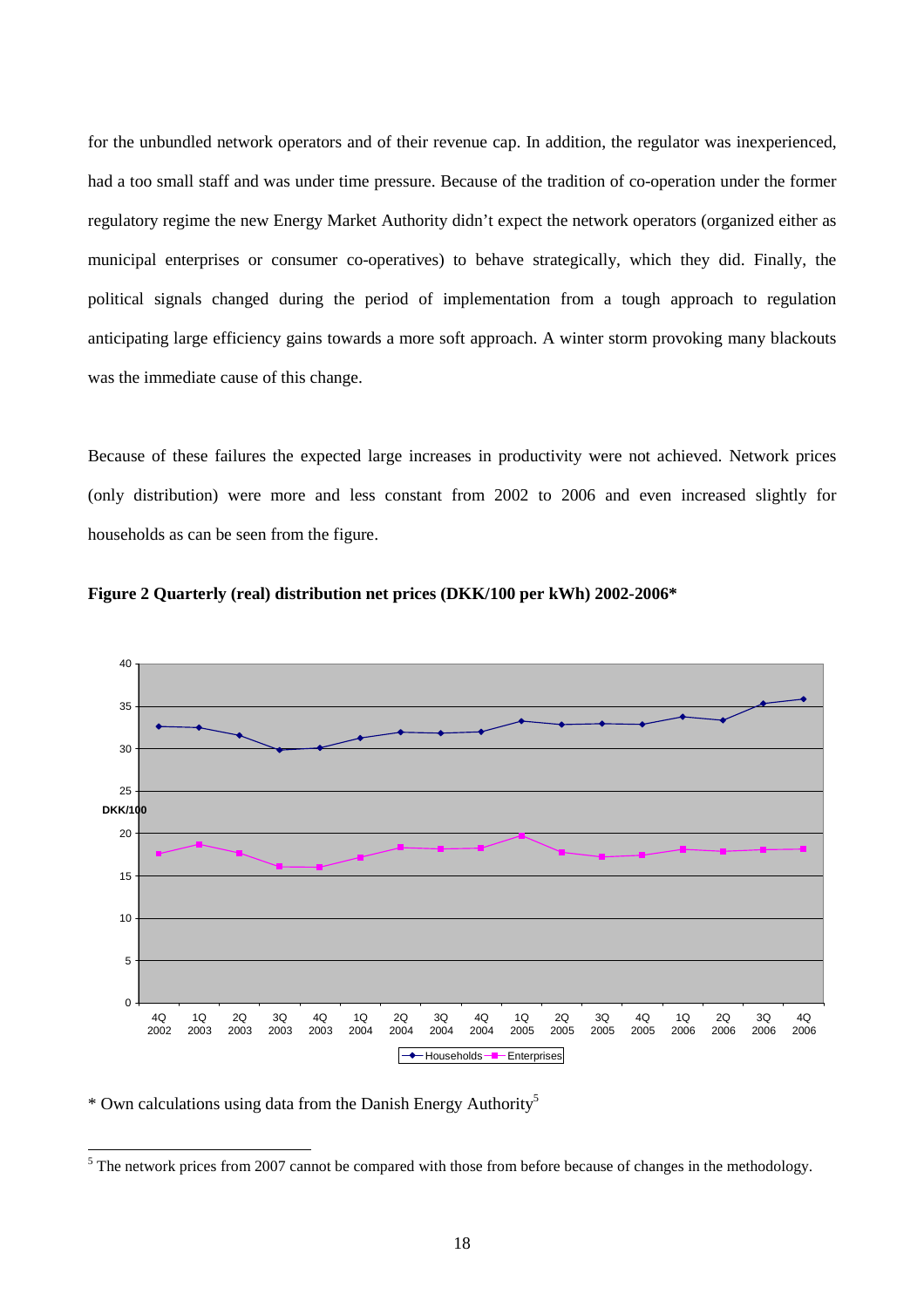for the unbundled network operators and of their revenue cap. In addition, the regulator was inexperienced, had a too small staff and was under time pressure. Because of the tradition of co-operation under the former regulatory regime the new Energy Market Authority didn't expect the network operators (organized either as municipal enterprises or consumer co-operatives) to behave strategically, which they did. Finally, the political signals changed during the period of implementation from a tough approach to regulation anticipating large efficiency gains towards a more soft approach. A winter storm provoking many blackouts was the immediate cause of this change.

Because of these failures the expected large increases in productivity were not achieved. Network prices (only distribution) were more and less constant from 2002 to 2006 and even increased slightly for households as can be seen from the figure.

**Figure 2 Quarterly (real) distribution net prices (DKK/100 per kWh) 2002-2006***

\* Own calculations using data from the Danish Energy Authority[5]

[5] The network prices from 2007 cannot be compared with those from before because of changes in the methodology.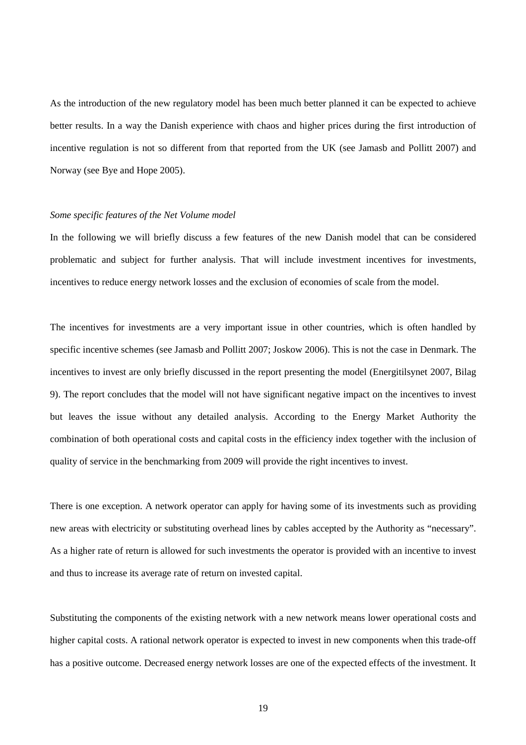As the introduction of the new regulatory model has been much better planned it can be expected to achieve better results. In a way the Danish experience with chaos and higher prices during the first introduction of incentive regulation is not so different from that reported from the UK (see Jamasb and Pollitt 2007) and Norway (see Bye and Hope 2005).

*Some specific features of the Net Volume model*

In the following we will briefly discuss a few features of the new Danish model that can be considered problematic and subject for further analysis. That will include investment incentives for investments, incentives to reduce energy network losses and the exclusion of economies of scale from the model.

The incentives for investments are a very important issue in other countries, which is often handled by specific incentive schemes (see Jamasb and Pollitt 2007; Joskow 2006). This is not the case in Denmark. The incentives to invest are only briefly discussed in the report presenting the model (Energitilsynet 2007, Bilag 9). The report concludes that the model will not have significant negative impact on the incentives to invest but leaves the issue without any detailed analysis. According to the Energy Market Authority the combination of both operational costs and capital costs in the efficiency index together with the inclusion of quality of service in the benchmarking from 2009 will provide the right incentives to invest.

There is one exception. A network operator can apply for having some of its investments such as providing new areas with electricity or substituting overhead lines by cables accepted by the Authority as "necessary". As a higher rate of return is allowed for such investments the operator is provided with an incentive to invest and thus to increase its average rate of return on invested capital.

Substituting the components of the existing network with a new network means lower operational costs and higher capital costs. A rational network operator is expected to invest in new components when this trade-off has a positive outcome. Decreased energy network losses are one of the expected effects of the investment. It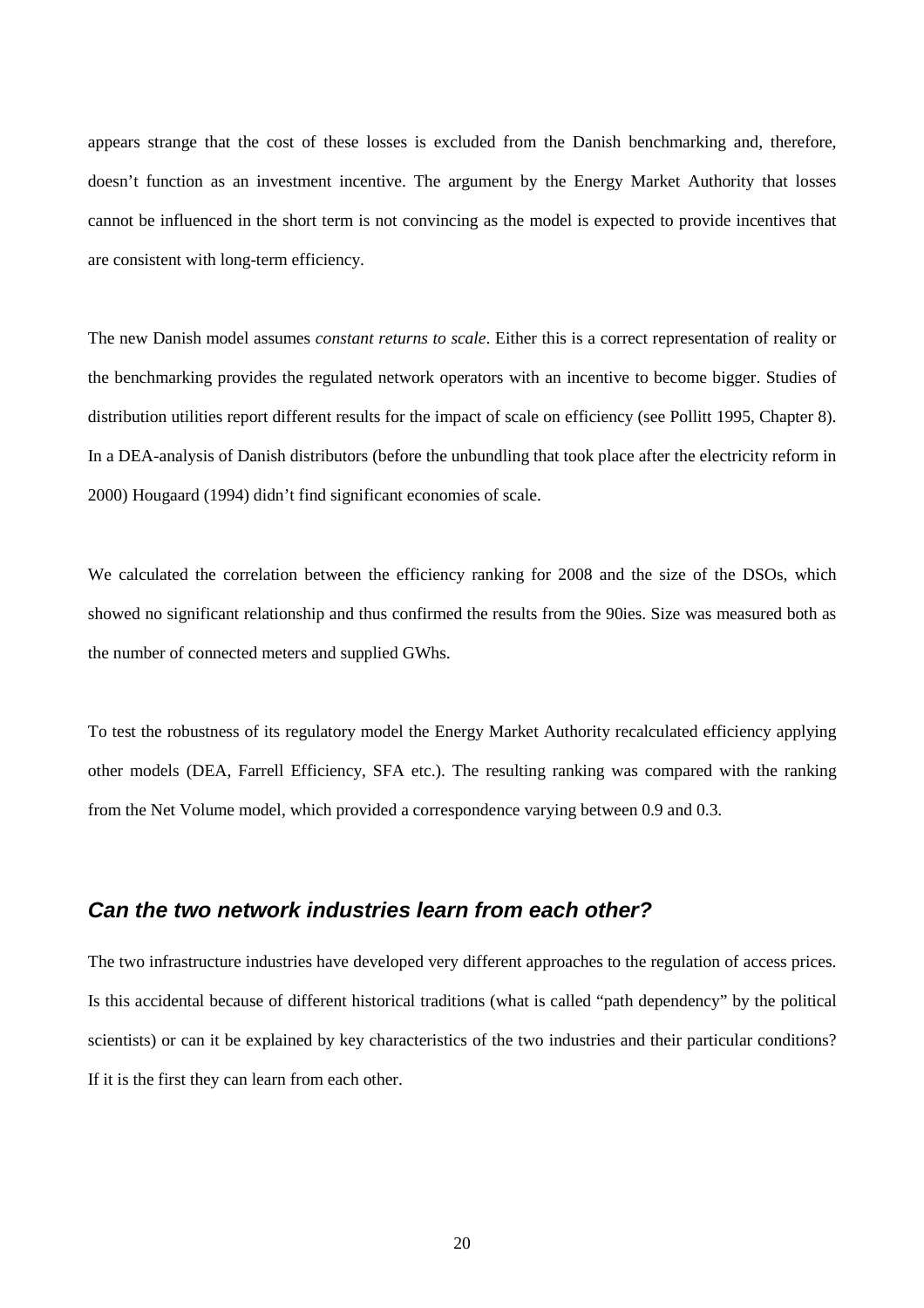appears strange that the cost of these losses is excluded from the Danish benchmarking and, therefore, doesn't function as an investment incentive. The argument by the Energy Market Authority that losses cannot be influenced in the short term is not convincing as the model is expected to provide incentives that are consistent with long-term efficiency.

The new Danish model assumes *constant returns to scale*. Either this is a correct representation of reality or the benchmarking provides the regulated network operators with an incentive to become bigger. Studies of distribution utilities report different results for the impact of scale on efficiency (see Pollitt 1995, Chapter 8). In a DEA-analysis of Danish distributors (before the unbundling that took place after the electricity reform in 2000) Hougaard (1994) didn't find significant economies of scale.

We calculated the correlation between the efficiency ranking for 2008 and the size of the DSOs, which showed no significant relationship and thus confirmed the results from the 90ies. Size was measured both as the number of connected meters and supplied GWhs.

To test the robustness of its regulatory model the Energy Market Authority recalculated efficiency applying other models (DEA, Farrell Efficiency, SFA etc.). The resulting ranking was compared with the ranking from the Net Volume model, which provided a correspondence varying between 0.9 and 0.3.

## *Can the two network industries learn from each other?*

The two infrastructure industries have developed very different approaches to the regulation of access prices. Is this accidental because of different historical traditions (what is called "path dependency" by the political scientists) or can it be explained by key characteristics of the two industries and their particular conditions? If it is the first they can learn from each other.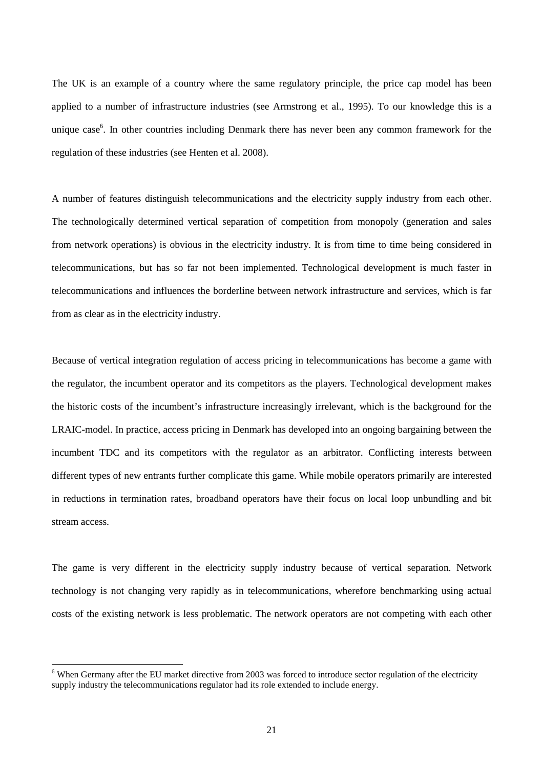The UK is an example of a country where the same regulatory principle, the price cap model has been applied to a number of infrastructure industries (see Armstrong et al., 1995). To our knowledge this is a unique case[6]. In other countries including Denmark there has never been any common framework for the regulation of these industries (see Henten et al. 2008).

A number of features distinguish telecommunications and the electricity supply industry from each other. The technologically determined vertical separation of competition from monopoly (generation and sales from network operations) is obvious in the electricity industry. It is from time to time being considered in telecommunications, but has so far not been implemented. Technological development is much faster in telecommunications and influences the borderline between network infrastructure and services, which is far from as clear as in the electricity industry.

Because of vertical integration regulation of access pricing in telecommunications has become a game with the regulator, the incumbent operator and its competitors as the players. Technological development makes the historic costs of the incumbent's infrastructure increasingly irrelevant, which is the background for the LRAIC-model. In practice, access pricing in Denmark has developed into an ongoing bargaining between the incumbent TDC and its competitors with the regulator as an arbitrator. Conflicting interests between different types of new entrants further complicate this game. While mobile operators primarily are interested in reductions in termination rates, broadband operators have their focus on local loop unbundling and bit stream access.

The game is very different in the electricity supply industry because of vertical separation. Network technology is not changing very rapidly as in telecommunications, wherefore benchmarking using actual costs of the existing network is less problematic. The network operators are not competing with each other

[6] When Germany after the EU market directive from 2003 was forced to introduce sector regulation of the electricity supply industry the telecommunications regulator had its role extended to include energy.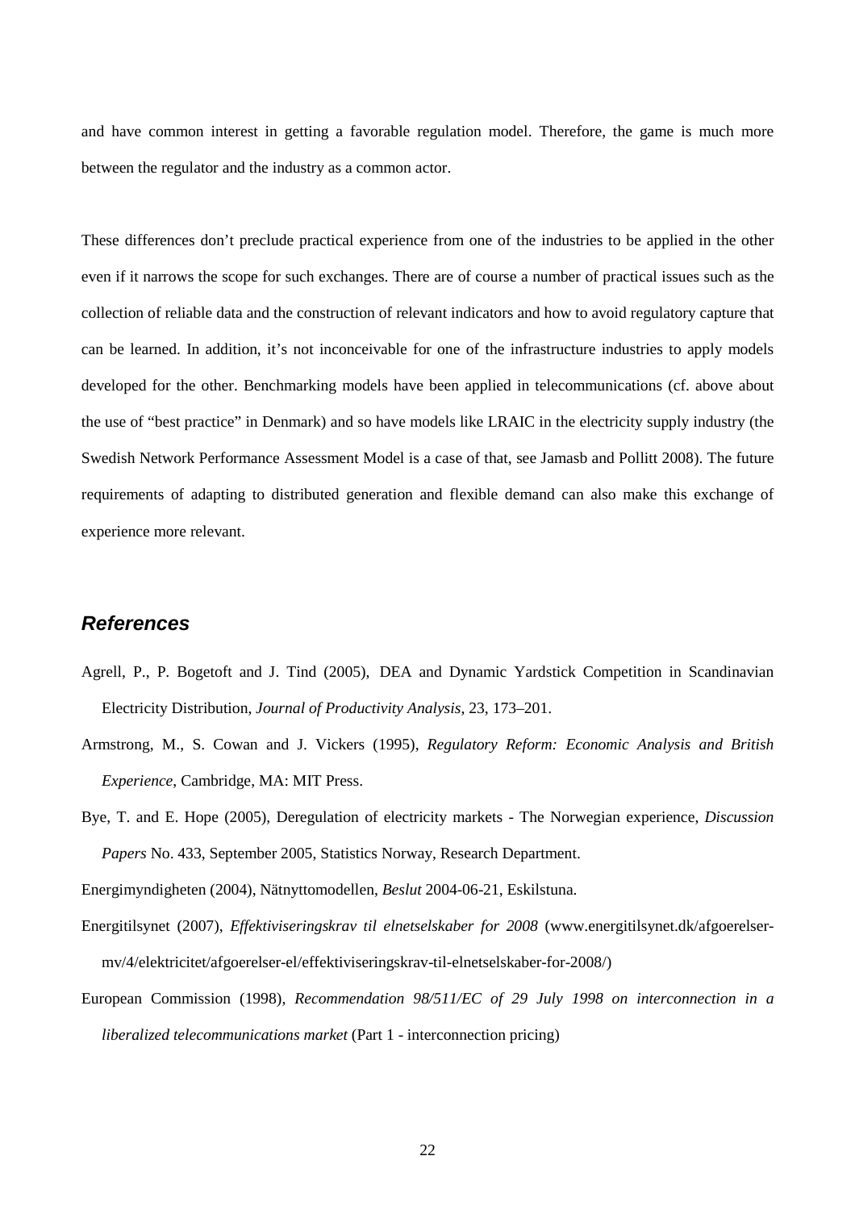and have common interest in getting a favorable regulation model. Therefore, the game is much more between the regulator and the industry as a common actor.

These differences don't preclude practical experience from one of the industries to be applied in the other even if it narrows the scope for such exchanges. There are of course a number of practical issues such as the collection of reliable data and the construction of relevant indicators and how to avoid regulatory capture that can be learned. In addition, it's not inconceivable for one of the infrastructure industries to apply models developed for the other. Benchmarking models have been applied in telecommunications (cf. above about the use of "best practice" in Denmark) and so have models like LRAIC in the electricity supply industry (the Swedish Network Performance Assessment Model is a case of that, see Jamasb and Pollitt 2008). The future requirements of adapting to distributed generation and flexible demand can also make this exchange of experience more relevant.

## References

Agrell, P., P. Bogetoft and J. Tind (2005), DEA and Dynamic Yardstick Competition in Scandinavian Electricity Distribution, *Journal of Productivity Analysis*, 23, 173–201.

Armstrong, M., S. Cowan and J. Vickers (1995), *Regulatory Reform: Economic Analysis and British Experience*, Cambridge, MA: MIT Press.

Bye, T. and E. Hope (2005), Deregulation of electricity markets - The Norwegian experience, *Discussion Papers* No. 433, September 2005, Statistics Norway, Research Department.

Energimyndigheten (2004), Nätnyttomodellen, *Beslut* 2004-06-21, Eskilstuna.

Energitilsynet (2007), *Effektiviseringskrav til elnetselskaber for 2008* (www.energitilsynet.dk/afgoerelser-mv/4/elektricitet/afgoerelser-el/effektiviseringskrav-til-elnetselskaber-for-2008/)

European Commission (1998), *Recommendation 98/511/EC of 29 July 1998 on interconnection in a liberalized telecommunications market* (Part 1 - interconnection pricing)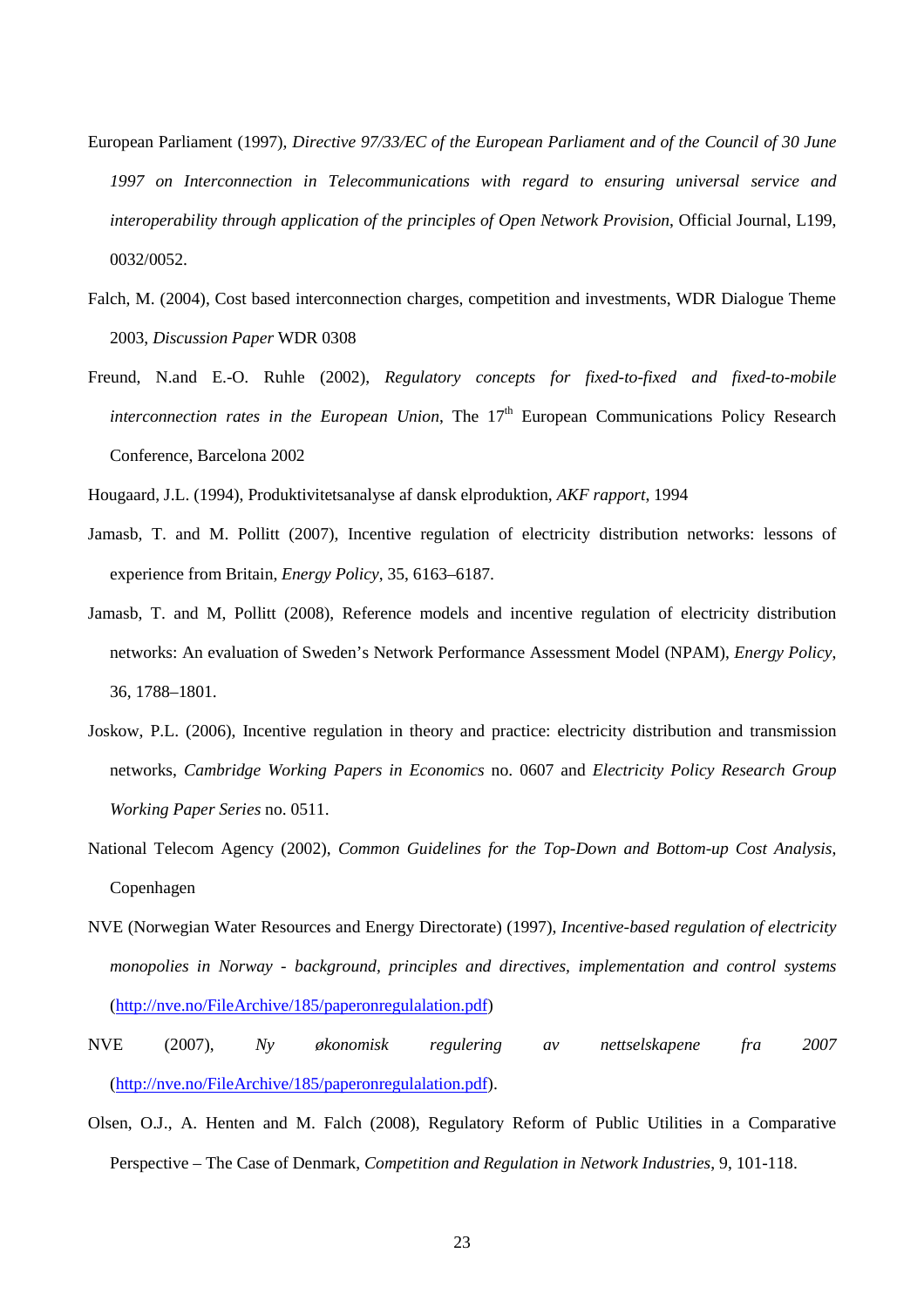European Parliament (1997), *Directive 97/33/EC of the European Parliament and of the Council of 30 June 1997 on Interconnection in Telecommunications with regard to ensuring universal service and interoperability through application of the principles of Open Network Provision*, Official Journal, L199, 0032/0052.

Falch, M. (2004), Cost based interconnection charges, competition and investments, WDR Dialogue Theme 2003, *Discussion Paper* WDR 0308

Freund, N.and E.-O. Ruhle (2002), *Regulatory concepts for fixed-to-fixed and fixed-to-mobile interconnection rates in the European Union*, The 17th European Communications Policy Research Conference, Barcelona 2002

Hougaard, J.L. (1994), Produktivitetsanalyse af dansk elproduktion, *AKF rapport*, 1994

Jamasb, T. and M. Pollitt (2007), Incentive regulation of electricity distribution networks: lessons of experience from Britain, *Energy Policy*, 35, 6163–6187.

Jamasb, T. and M, Pollitt (2008), Reference models and incentive regulation of electricity distribution networks: An evaluation of Sweden's Network Performance Assessment Model (NPAM), *Energy Policy*, 36, 1788–1801.

Joskow, P.L. (2006), Incentive regulation in theory and practice: electricity distribution and transmission networks, *Cambridge Working Papers in Economics* no. 0607 and *Electricity Policy Research Group Working Paper Series* no. 0511.

National Telecom Agency (2002), *Common Guidelines for the Top-Down and Bottom-up Cost Analysis*, Copenhagen

NVE (Norwegian Water Resources and Energy Directorate) (1997), *Incentive-based regulation of electricity monopolies in Norway - background, principles and directives, implementation and control systems* (http://nve.no/FileArchive/185/paperonregulalation.pdf)

NVE (2007), *Ny økonomisk regulering av nettselskapene fra 2007* (http://nve.no/FileArchive/185/paperonregulalation.pdf).

Olsen, O.J., A. Henten and M. Falch (2008), Regulatory Reform of Public Utilities in a Comparative Perspective – The Case of Denmark, *Competition and Regulation in Network Industries*, 9, 101-118.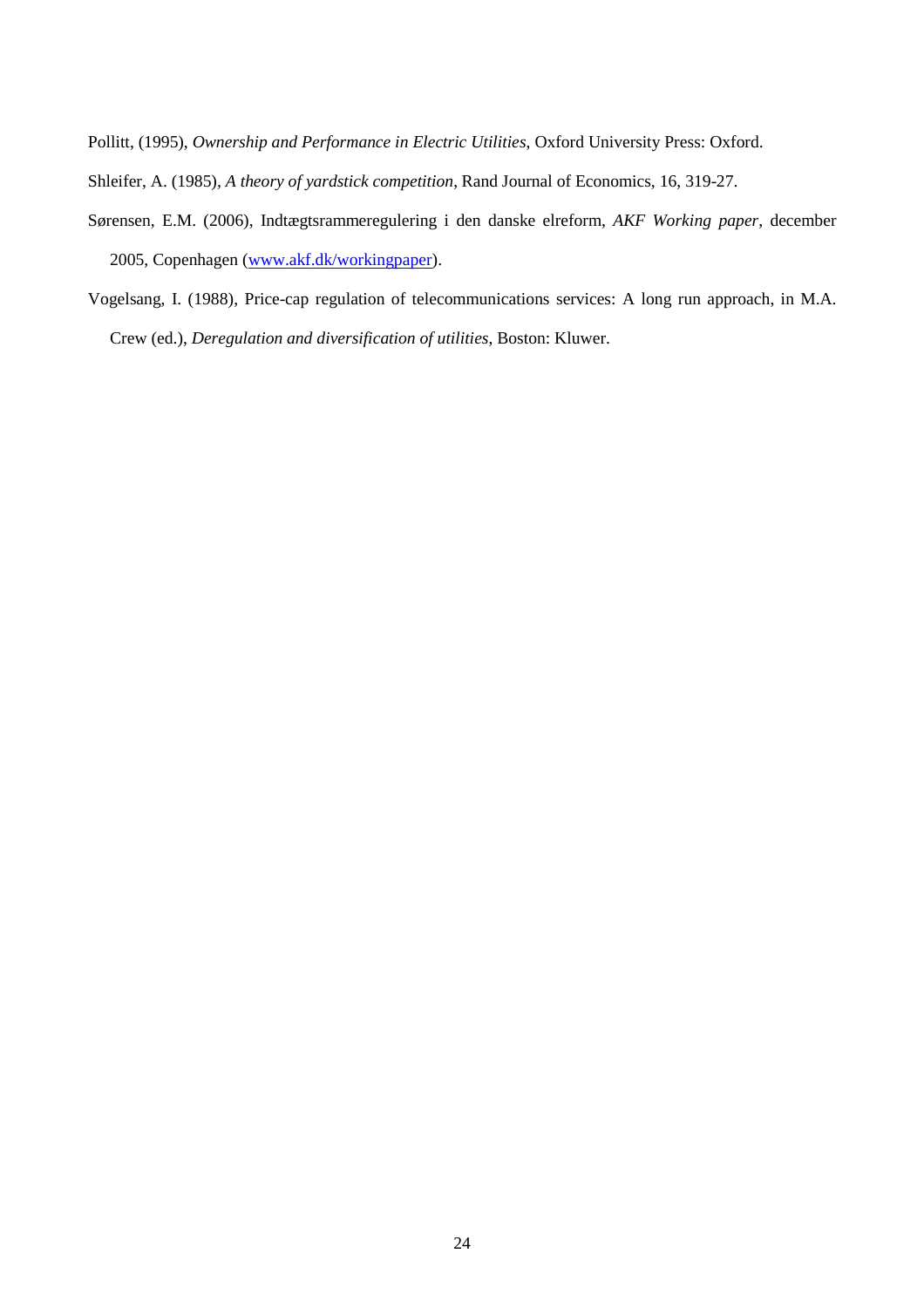Pollitt, (1995), *Ownership and Performance in Electric Utilities*, Oxford University Press: Oxford.

Shleifer, A. (1985), *A theory of yardstick competition*, Rand Journal of Economics, 16, 319-27.

Sørensen, E.M. (2006), Indtægtsrammeregulering i den danske elreform, *AKF Working paper*, december 2005, Copenhagen (www.akf.dk/workingpaper).

Vogelsang, I. (1988), Price-cap regulation of telecommunications services: A long run approach, in M.A. Crew (ed.), *Deregulation and diversification of utilities*, Boston: Kluwer.